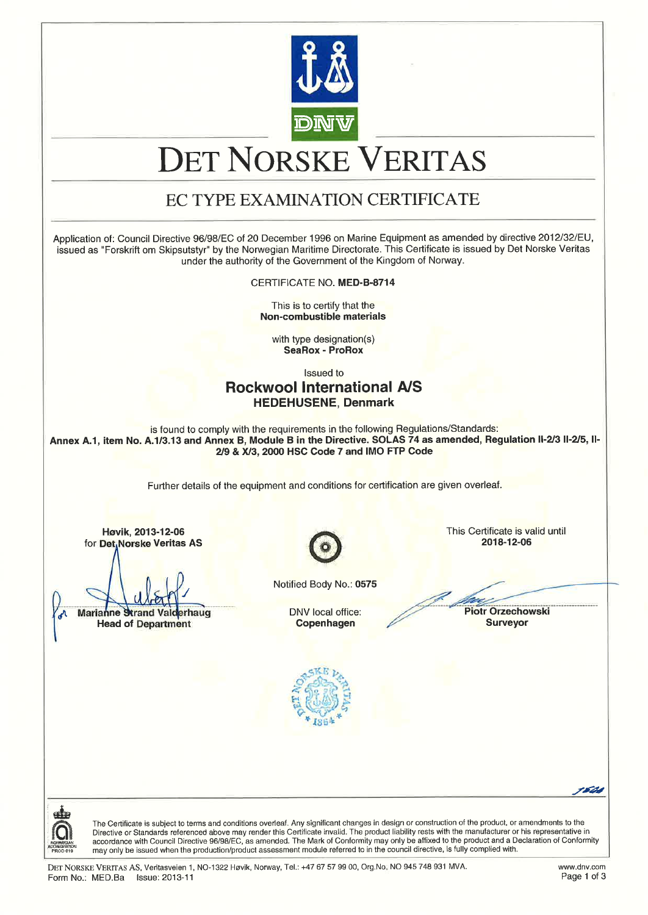# DET NORSKE VERITAS

## EC TYPE EXAMINATION CERTIFICATE

Application of: Council Directive 96/98/EC of 20 December 1996 on Marine Equipment as amended by directive 2012/32/EU, issued as "Forskrift om Skipsutstyr" by the Norwegian Maritime Directorate. This Certificate is issued by Det Norske Veritas under the authority of the Government of the Kingdom of Norway.

CERTIFICATE NO. **MED-B-8714**

This is to certify that the
**Non-combustible materials**

with type designation(s)
**SeaRox - ProRox**

Issued to
**Rockwool International A/S**
**HEDEHUSENE, Denmark**

is found to comply with the requirements in the following Regulations/Standards:
**Annex A.1, item No. A.1/3.13 and Annex B, Module B in the Directive. SOLAS 74 as amended, Regulation II-2/3 II-2/5, II-2/9 & X/3, 2000 HSC Code 7 and IMO FTP Code**

Further details of the equipment and conditions for certification are given overleaf.

**Høvik, 2013-12-06**
for **Det Norske Veritas AS**

**Marianne Strand Valderhaug**
**Head of Department**

Notified Body No.: **0575**

DNV local office:
**Copenhagen**

This Certificate is valid until
**2018-12-06**

**Piotr Orzechowski**
**Surveyor**

The Certificate is subject to terms and conditions overleaf. Any significant changes in design or construction of the product, or amendments to the Directive or Standards referenced above may render this Certificate invalid. The product liability rests with the manufacturer or his representative in accordance with Council Directive 96/98/EC, as amended. The Mark of Conformity may only be affixed to the product and a Declaration of Conformity may only be issued when the production/product assessment module referred to in the council directive, is fully complied with.

DET NORSKE VERITAS AS, Veritasveien 1, NO-1322 Høvik, Norway, Tel.: +47 67 57 99 00, Org.No. NO 945 748 931 MVA.
Form No.: MED.Ba Issue: 2013-11

www.dnv.com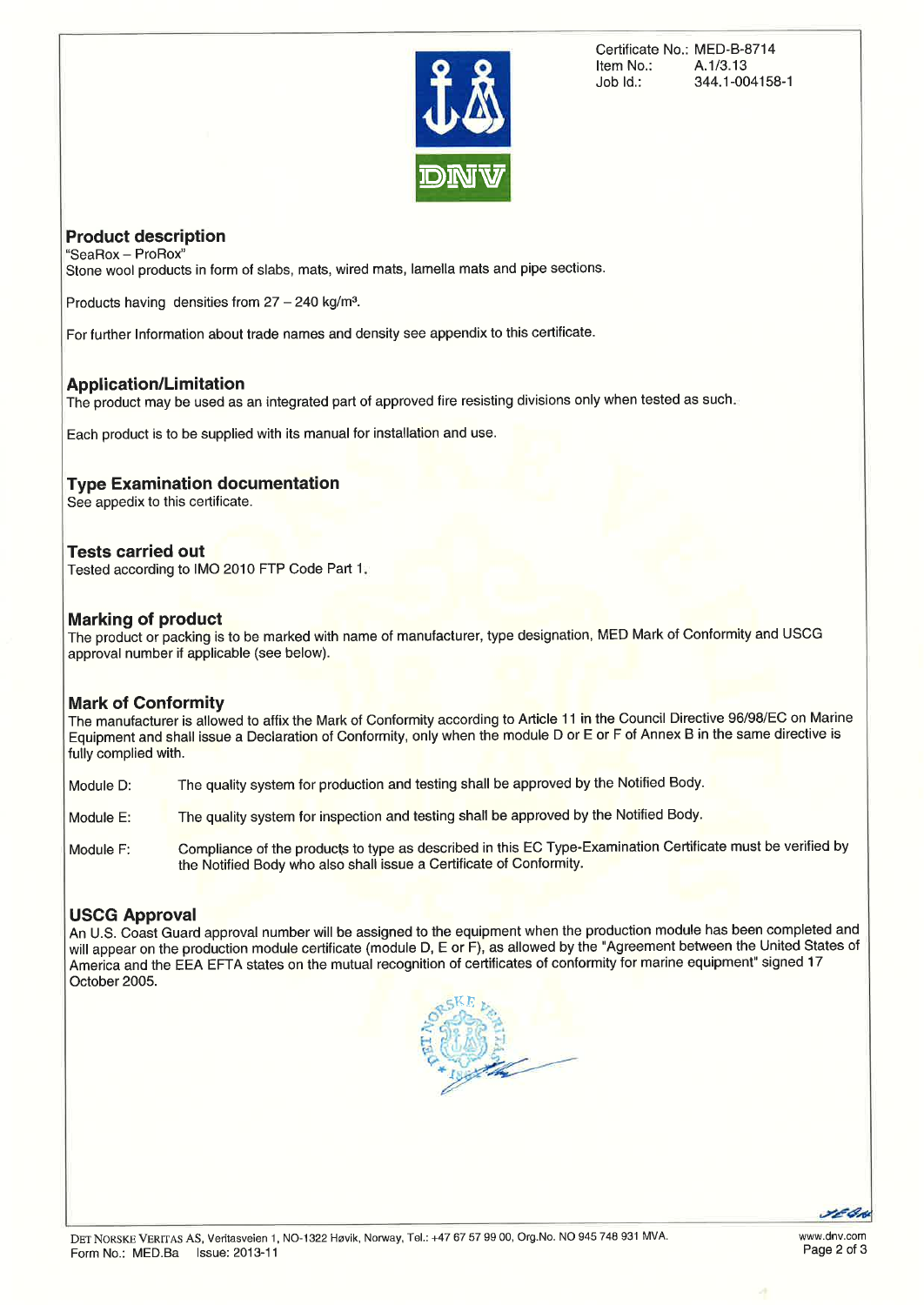Certificate No.: MED-B-8714
Item No.: A.1/3.13
Job Id.: 344.1-004158-1

## Product description

"SeaRox – ProRox"
Stone wool products in form of slabs, mats, wired mats, lamella mats and pipe sections.

Products having densities from 27 – 240 kg/m³.

For further Information about trade names and density see appendix to this certificate.

## Application/Limitation

The product may be used as an integrated part of approved fire resisting divisions only when tested as such.

Each product is to be supplied with its manual for installation and use.

## Type Examination documentation

See appedix to this certificate.

## Tests carried out

Tested according to IMO 2010 FTP Code Part 1.

## Marking of product

The product or packing is to be marked with name of manufacturer, type designation, MED Mark of Conformity and USCG approval number if applicable (see below).

## Mark of Conformity

The manufacturer is allowed to affix the Mark of Conformity according to Article 11 in the Council Directive 96/98/EC on Marine Equipment and shall issue a Declaration of Conformity, only when the module D or E or F of Annex B in the same directive is fully complied with.

Module D: The quality system for production and testing shall be approved by the Notified Body.

Module E: The quality system for inspection and testing shall be approved by the Notified Body.

Module F: Compliance of the products to type as described in this EC Type-Examination Certificate must be verified by the Notified Body who also shall issue a Certificate of Conformity.

## USCG Approval

An U.S. Coast Guard approval number will be assigned to the equipment when the production module has been completed and will appear on the production module certificate (module D, E or F), as allowed by the "Agreement between the United States of America and the EEA EFTA states on the mutual recognition of certificates of conformity for marine equipment" signed 17 October 2005.

DET NORSKE VERITAS AS, Veritasveien 1, NO-1322 Høvik, Norway, Tel.: +47 67 57 99 00, Org.No. NO 945 748 931 MVA.
Form No.: MED.Ba Issue: 2013-11
www.dnv.com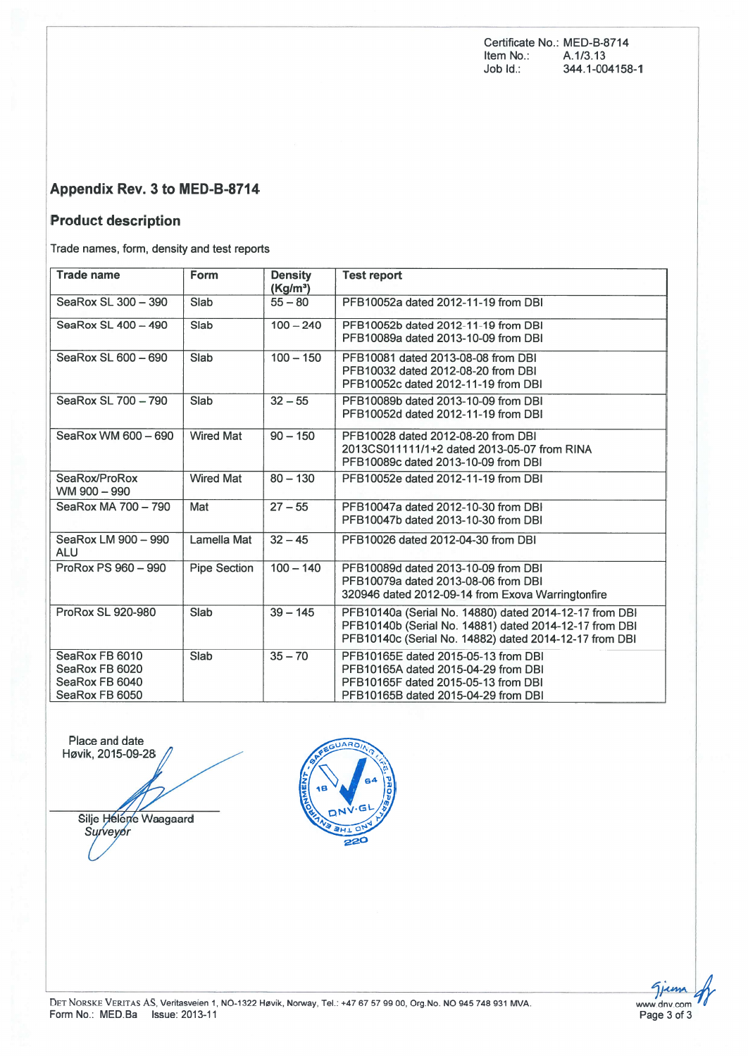Certificate No.: MED-B-8714
Item No.: A.1/3.13
Job Id.: 344.1-004158-1

## Appendix Rev. 3 to MED-B-8714

### Product description

Trade names, form, density and test reports

| Trade name | Form | Density (Kg/m³) | Test report |
|---|---|---|---|
| SeaRox SL 300 – 390 | Slab | 55 – 80 | PFB10052a dated 2012-11-19 from DBI |
| SeaRox SL 400 – 490 | Slab | 100 – 240 | PFB10052b dated 2012-11-19 from DBI<br>PFB10089a dated 2013-10-09 from DBI |
| SeaRox SL 600 – 690 | Slab | 100 – 150 | PFB10081 dated 2013-08-08 from DBI<br>PFB10032 dated 2012-08-20 from DBI<br>PFB10052c dated 2012-11-19 from DBI |
| SeaRox SL 700 – 790 | Slab | 32 – 55 | PFB10089b dated 2013-10-09 from DBI<br>PFB10052d dated 2012-11-19 from DBI |
| SeaRox WM 600 – 690 | Wired Mat | 90 – 150 | PFB10028 dated 2012-08-20 from DBI<br>2013CS011111/1+2 dated 2013-05-07 from RINA<br>PFB10089c dated 2013-10-09 from DBI |
| SeaRox/ProRox WM 900 – 990 | Wired Mat | 80 – 130 | PFB10052e dated 2012-11-19 from DBI |
| SeaRox MA 700 – 790 | Mat | 27 – 55 | PFB10047a dated 2012-10-30 from DBI<br>PFB10047b dated 2013-10-30 from DBI |
| SeaRox LM 900 – 990 ALU | Lamella Mat | 32 – 45 | PFB10026 dated 2012-04-30 from DBI |
| ProRox PS 960 – 990 | Pipe Section | 100 – 140 | PFB10089d dated 2013-10-09 from DBI<br>PFB10079a dated 2013-08-06 from DBI<br>320946 dated 2012-09-14 from Exova Warringtonfire |
| ProRox SL 920-980 | Slab | 39 – 145 | PFB10140a (Serial No. 14880) dated 2014-12-17 from DBI<br>PFB10140b (Serial No. 14881) dated 2014-12-17 from DBI<br>PFB10140c (Serial No. 14882) dated 2014-12-17 from DBI |
| SeaRox FB 6010<br>SeaRox FB 6020<br>SeaRox FB 6040<br>SeaRox FB 6050 | Slab | 35 – 70 | PFB10165E dated 2015-05-13 from DBI<br>PFB10165A dated 2015-04-29 from DBI<br>PFB10165F dated 2015-05-13 from DBI<br>PFB10165B dated 2015-04-29 from DBI |

Place and date
Høvik, 2015-09-28

Silje Helene Waagaard
*Surveyor*

DET NORSKE VERITAS AS, Veritasveien 1, NO-1322 Høvik, Norway, Tel.: +47 67 57 99 00, Org.No. NO 945 748 931 MVA.
Form No.: MED.Ba Issue: 2013-11
www.dnv.com